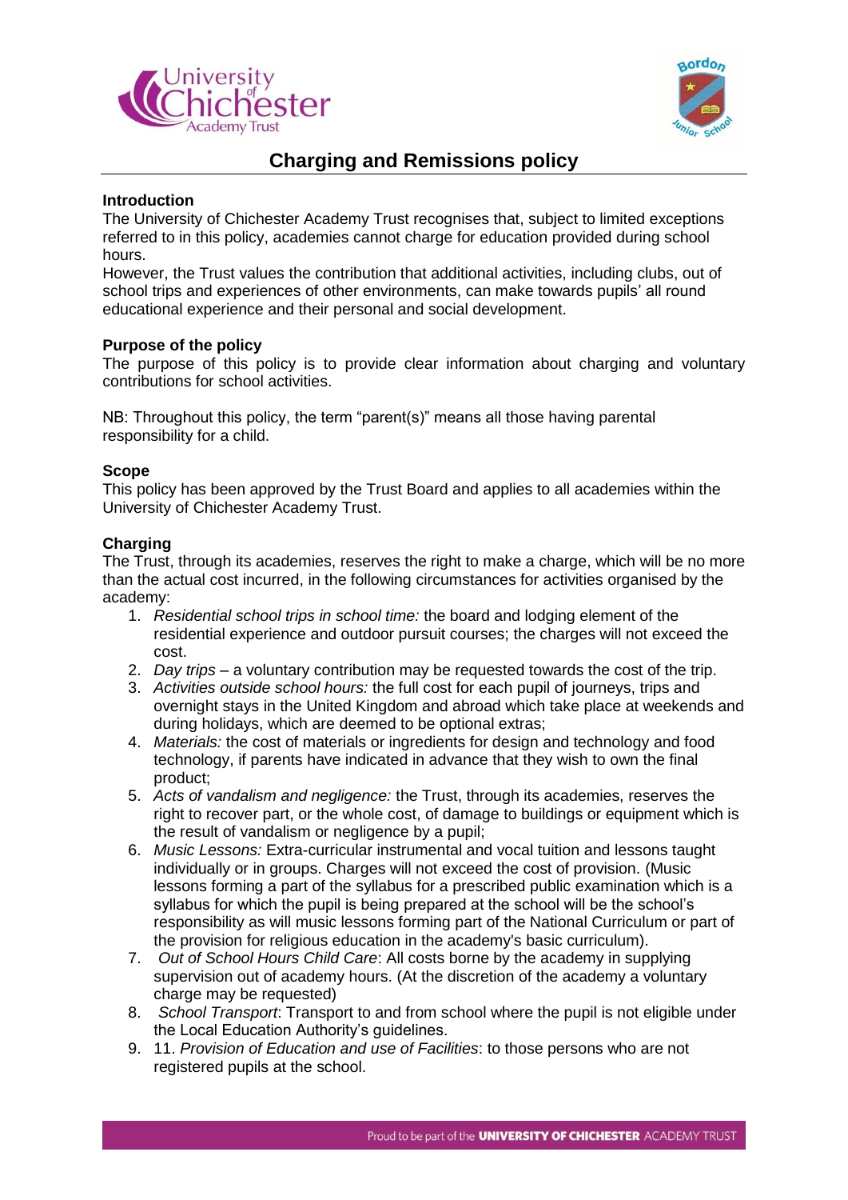# Charging and Remissions policy

**Introduction**

The University of Chichester Academy Trust recognises that, subject to limited exceptions referred to in this policy, academies cannot charge for education provided during school hours.

However, the Trust values the contribution that additional activities, including clubs, out of school trips and experiences of other environments, can make towards pupils' all round educational experience and their personal and social development.

**Purpose of the policy**

The purpose of this policy is to provide clear information about charging and voluntary contributions for school activities.

NB: Throughout this policy, the term "parent(s)" means all those having parental responsibility for a child.

**Scope**

This policy has been approved by the Trust Board and applies to all academies within the University of Chichester Academy Trust.

**Charging**

The Trust, through its academies, reserves the right to make a charge, which will be no more than the actual cost incurred, in the following circumstances for activities organised by the academy:

1. *Residential school trips in school time:* the board and lodging element of the residential experience and outdoor pursuit courses; the charges will not exceed the cost.
2. *Day trips* – a voluntary contribution may be requested towards the cost of the trip.
3. *Activities outside school hours:* the full cost for each pupil of journeys, trips and overnight stays in the United Kingdom and abroad which take place at weekends and during holidays, which are deemed to be optional extras;
4. *Materials:* the cost of materials or ingredients for design and technology and food technology, if parents have indicated in advance that they wish to own the final product;
5. *Acts of vandalism and negligence:* the Trust, through its academies, reserves the right to recover part, or the whole cost, of damage to buildings or equipment which is the result of vandalism or negligence by a pupil;
6. *Music Lessons:* Extra-curricular instrumental and vocal tuition and lessons taught individually or in groups. Charges will not exceed the cost of provision. (Music lessons forming a part of the syllabus for a prescribed public examination which is a syllabus for which the pupil is being prepared at the school will be the school's responsibility as will music lessons forming part of the National Curriculum or part of the provision for religious education in the academy's basic curriculum).
7. *Out of School Hours Child Care*: All costs borne by the academy in supplying supervision out of academy hours. (At the discretion of the academy a voluntary charge may be requested)
8. *School Transport*: Transport to and from school where the pupil is not eligible under the Local Education Authority's guidelines.
9. 11. *Provision of Education and use of Facilities*: to those persons who are not registered pupils at the school.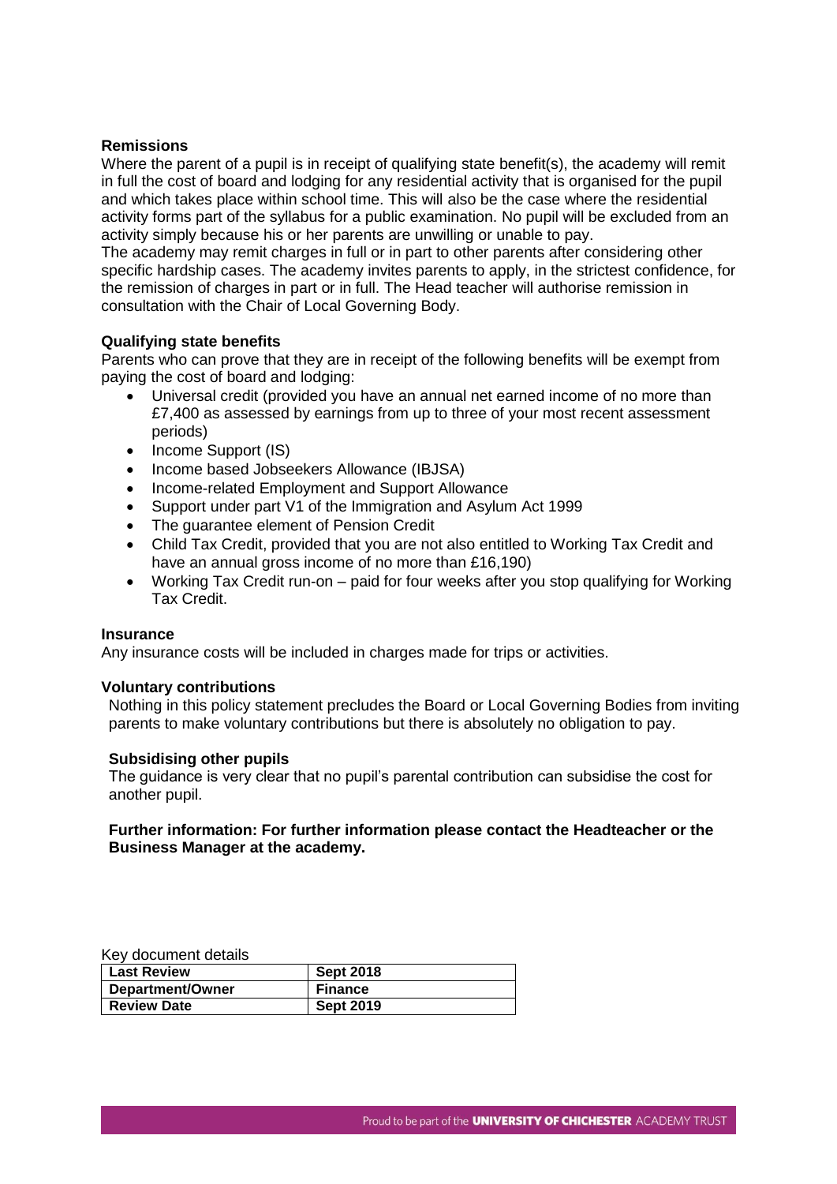**Remissions**

Where the parent of a pupil is in receipt of qualifying state benefit(s), the academy will remit in full the cost of board and lodging for any residential activity that is organised for the pupil and which takes place within school time. This will also be the case where the residential activity forms part of the syllabus for a public examination. No pupil will be excluded from an activity simply because his or her parents are unwilling or unable to pay.

The academy may remit charges in full or in part to other parents after considering other specific hardship cases. The academy invites parents to apply, in the strictest confidence, for the remission of charges in part or in full. The Head teacher will authorise remission in consultation with the Chair of Local Governing Body.

**Qualifying state benefits**

Parents who can prove that they are in receipt of the following benefits will be exempt from paying the cost of board and lodging:

- Universal credit (provided you have an annual net earned income of no more than £7,400 as assessed by earnings from up to three of your most recent assessment periods)
- Income Support (IS)
- Income based Jobseekers Allowance (IBJSA)
- Income-related Employment and Support Allowance
- Support under part V1 of the Immigration and Asylum Act 1999
- The guarantee element of Pension Credit
- Child Tax Credit, provided that you are not also entitled to Working Tax Credit and have an annual gross income of no more than £16,190)
- Working Tax Credit run-on – paid for four weeks after you stop qualifying for Working Tax Credit.

**Insurance**

Any insurance costs will be included in charges made for trips or activities.

**Voluntary contributions**

Nothing in this policy statement precludes the Board or Local Governing Bodies from inviting parents to make voluntary contributions but there is absolutely no obligation to pay.

**Subsidising other pupils**

The guidance is very clear that no pupil's parental contribution can subsidise the cost for another pupil.

**Further information: For further information please contact the Headteacher or the Business Manager at the academy.**

Key document details

| | |
|---|---|
| **Last Review** | **Sept 2018** |
| **Department/Owner** | **Finance** |
| **Review Date** | **Sept 2019** |